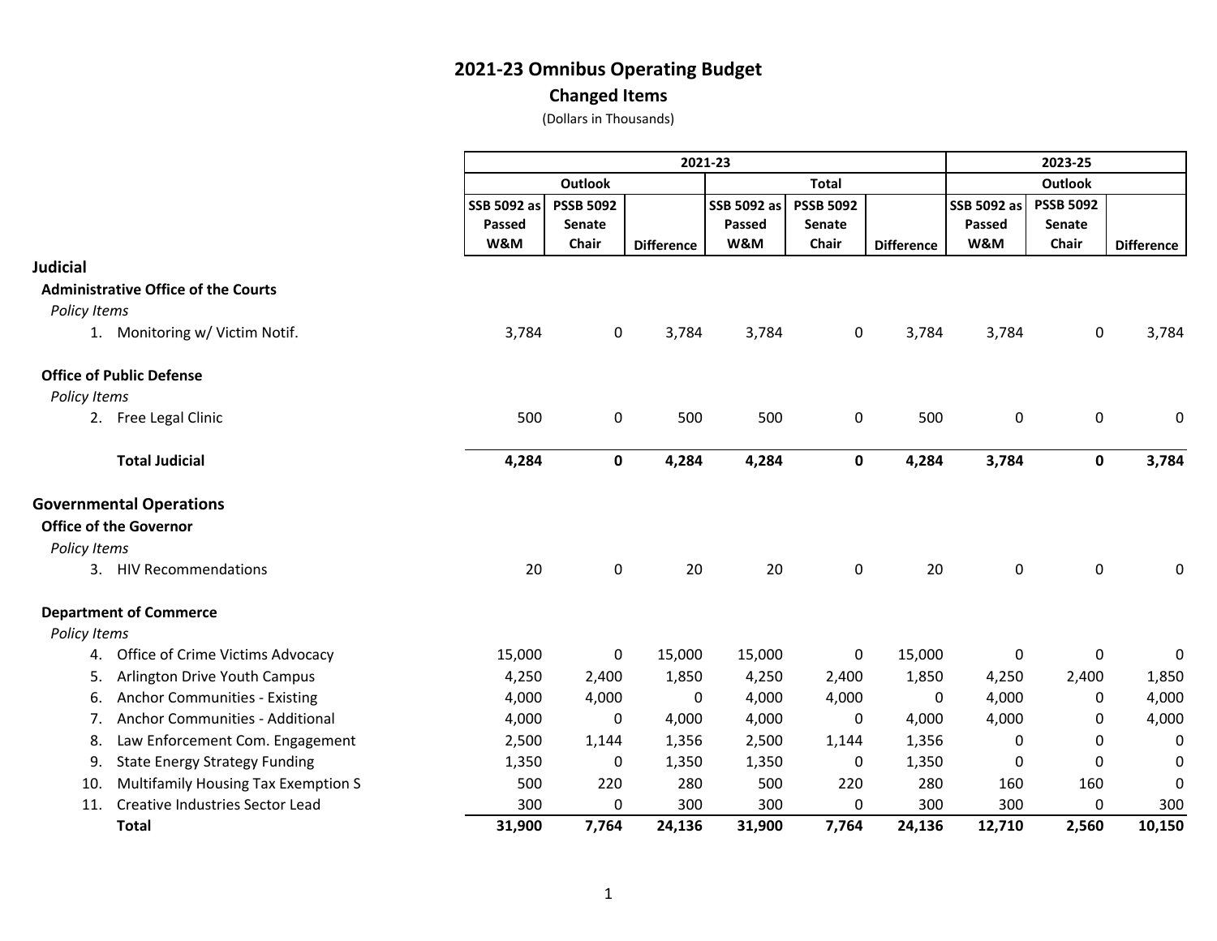# 2021-23 Omnibus Operating Budget

## Changed Items

(Dollars in Thousands)

| | 2021-23 | | | | | | 2023-25 | | |
|---|---|---|---|---|---|---|---|---|---|
| | Outlook | | | Total | | | Outlook | | |
| | SSB 5092 as Passed W&M | PSSB 5092 Senate Chair | Difference | SSB 5092 as Passed W&M | PSSB 5092 Senate Chair | Difference | SSB 5092 as Passed W&M | PSSB 5092 Senate Chair | Difference |
| **Judicial** | | | | | | | | | |
| **Administrative Office of the Courts** | | | | | | | | | |
| *Policy Items* | | | | | | | | | |
| 1. Monitoring w/ Victim Notif. | 3,784 | 0 | 3,784 | 3,784 | 0 | 3,784 | 3,784 | 0 | 3,784 |
| **Office of Public Defense** | | | | | | | | | |
| *Policy Items* | | | | | | | | | |
| 2. Free Legal Clinic | 500 | 0 | 500 | 500 | 0 | 500 | 0 | 0 | 0 |
| **Total Judicial** | **4,284** | **0** | **4,284** | **4,284** | **0** | **4,284** | **3,784** | **0** | **3,784** |
| **Governmental Operations** | | | | | | | | | |
| **Office of the Governor** | | | | | | | | | |
| *Policy Items* | | | | | | | | | |
| 3. HIV Recommendations | 20 | 0 | 20 | 20 | 0 | 20 | 0 | 0 | 0 |
| **Department of Commerce** | | | | | | | | | |
| *Policy Items* | | | | | | | | | |
| 4. Office of Crime Victims Advocacy | 15,000 | 0 | 15,000 | 15,000 | 0 | 15,000 | 0 | 0 | 0 |
| 5. Arlington Drive Youth Campus | 4,250 | 2,400 | 1,850 | 4,250 | 2,400 | 1,850 | 4,250 | 2,400 | 1,850 |
| 6. Anchor Communities - Existing | 4,000 | 4,000 | 0 | 4,000 | 4,000 | 0 | 4,000 | 0 | 4,000 |
| 7. Anchor Communities - Additional | 4,000 | 0 | 4,000 | 4,000 | 0 | 4,000 | 4,000 | 0 | 4,000 |
| 8. Law Enforcement Com. Engagement | 2,500 | 1,144 | 1,356 | 2,500 | 1,144 | 1,356 | 0 | 0 | 0 |
| 9. State Energy Strategy Funding | 1,350 | 0 | 1,350 | 1,350 | 0 | 1,350 | 0 | 0 | 0 |
| 10. Multifamily Housing Tax Exemption S | 500 | 220 | 280 | 500 | 220 | 280 | 160 | 160 | 0 |
| 11. Creative Industries Sector Lead | 300 | 0 | 300 | 300 | 0 | 300 | 300 | 0 | 300 |
| **Total** | **31,900** | **7,764** | **24,136** | **31,900** | **7,764** | **24,136** | **12,710** | **2,560** | **10,150** |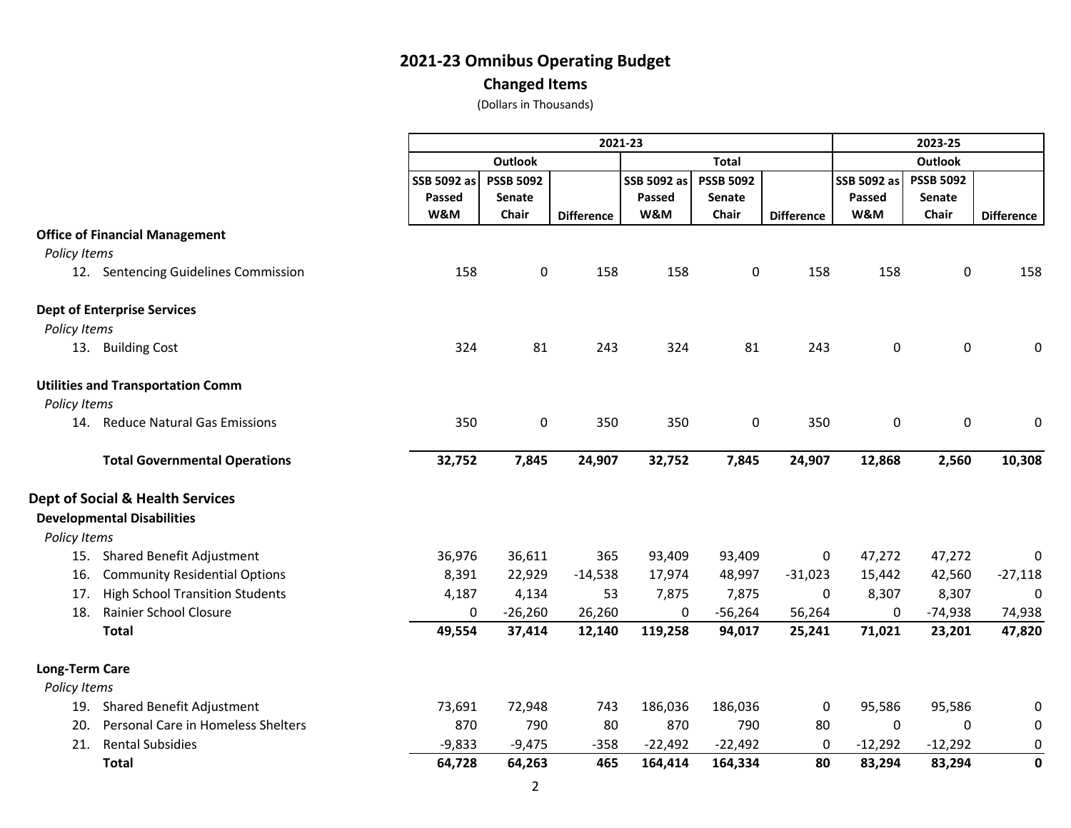# 2021-23 Omnibus Operating Budget

## Changed Items

(Dollars in Thousands)

| | 2021-23 | | | | | | 2023-25 | | |
|---|---|---|---|---|---|---|---|---|---|
| | Outlook | | | Total | | | Outlook | | |
| | SSB 5092 as Passed W&M | PSSB 5092 Senate Chair | Difference | SSB 5092 as Passed W&M | PSSB 5092 Senate Chair | Difference | SSB 5092 as Passed W&M | PSSB 5092 Senate Chair | Difference |
| **Office of Financial Management** | | | | | | | | | |
| *Policy Items* | | | | | | | | | |
| 12. Sentencing Guidelines Commission | 158 | 0 | 158 | 158 | 0 | 158 | 158 | 0 | 158 |
| **Dept of Enterprise Services** | | | | | | | | | |
| *Policy Items* | | | | | | | | | |
| 13. Building Cost | 324 | 81 | 243 | 324 | 81 | 243 | 0 | 0 | 0 |
| **Utilities and Transportation Comm** | | | | | | | | | |
| *Policy Items* | | | | | | | | | |
| 14. Reduce Natural Gas Emissions | 350 | 0 | 350 | 350 | 0 | 350 | 0 | 0 | 0 |
| **Total Governmental Operations** | **32,752** | **7,845** | **24,907** | **32,752** | **7,845** | **24,907** | **12,868** | **2,560** | **10,308** |
| **Dept of Social & Health Services** | | | | | | | | | |
| **Developmental Disabilities** | | | | | | | | | |
| *Policy Items* | | | | | | | | | |
| 15. Shared Benefit Adjustment | 36,976 | 36,611 | 365 | 93,409 | 93,409 | 0 | 47,272 | 47,272 | 0 |
| 16. Community Residential Options | 8,391 | 22,929 | -14,538 | 17,974 | 48,997 | -31,023 | 15,442 | 42,560 | -27,118 |
| 17. High School Transition Students | 4,187 | 4,134 | 53 | 7,875 | 7,875 | 0 | 8,307 | 8,307 | 0 |
| 18. Rainier School Closure | 0 | -26,260 | 26,260 | 0 | -56,264 | 56,264 | 0 | -74,938 | 74,938 |
| **Total** | **49,554** | **37,414** | **12,140** | **119,258** | **94,017** | **25,241** | **71,021** | **23,201** | **47,820** |
| **Long-Term Care** | | | | | | | | | |
| *Policy Items* | | | | | | | | | |
| 19. Shared Benefit Adjustment | 73,691 | 72,948 | 743 | 186,036 | 186,036 | 0 | 95,586 | 95,586 | 0 |
| 20. Personal Care in Homeless Shelters | 870 | 790 | 80 | 870 | 790 | 80 | 0 | 0 | 0 |
| 21. Rental Subsidies | -9,833 | -9,475 | -358 | -22,492 | -22,492 | 0 | -12,292 | -12,292 | 0 |
| **Total** | **64,728** | **64,263** | **465** | **164,414** | **164,334** | **80** | **83,294** | **83,294** | **0** |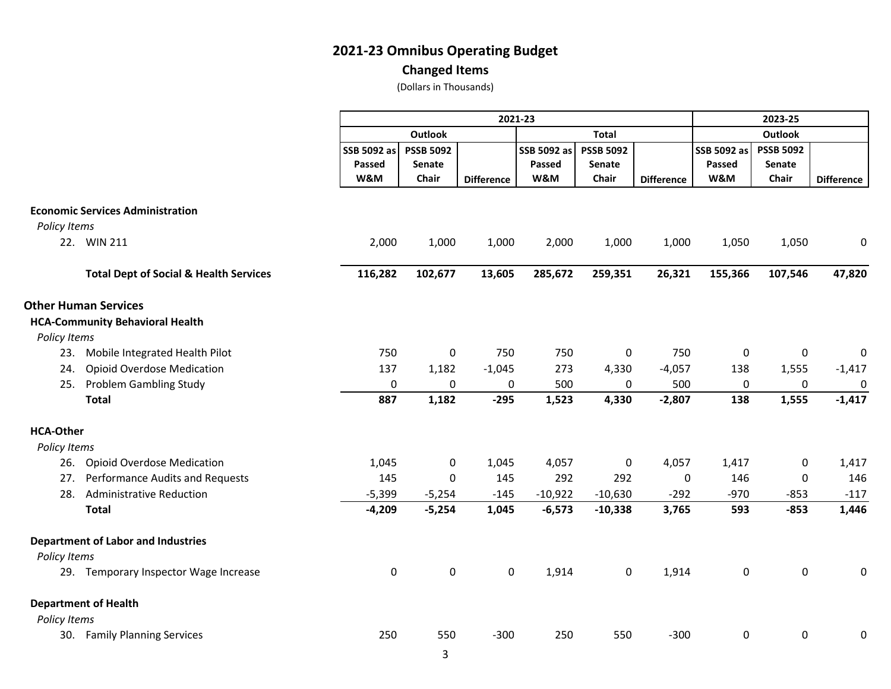## 2021-23 Omnibus Operating Budget

### Changed Items

(Dollars in Thousands)

| | 2021-23 | | | | | | 2023-25 | | |
|---|---|---|---|---|---|---|---|---|---|
| | Outlook | | | Total | | | Outlook | | |
| | SSB 5092 as Passed W&M | PSSB 5092 Senate Chair | Difference | SSB 5092 as Passed W&M | PSSB 5092 Senate Chair | Difference | SSB 5092 as Passed W&M | PSSB 5092 Senate Chair | Difference |
| **Economic Services Administration** | | | | | | | | | |
| *Policy Items* | | | | | | | | | |
| 22. WIN 211 | 2,000 | 1,000 | 1,000 | 2,000 | 1,000 | 1,000 | 1,050 | 1,050 | 0 |
| **Total Dept of Social & Health Services** | **116,282** | **102,677** | **13,605** | **285,672** | **259,351** | **26,321** | **155,366** | **107,546** | **47,820** |
| **Other Human Services** | | | | | | | | | |
| **HCA-Community Behavioral Health** | | | | | | | | | |
| *Policy Items* | | | | | | | | | |
| 23. Mobile Integrated Health Pilot | 750 | 0 | 750 | 750 | 0 | 750 | 0 | 0 | 0 |
| 24. Opioid Overdose Medication | 137 | 1,182 | -1,045 | 273 | 4,330 | -4,057 | 138 | 1,555 | -1,417 |
| 25. Problem Gambling Study | 0 | 0 | 0 | 500 | 0 | 500 | 0 | 0 | 0 |
| **Total** | **887** | **1,182** | **-295** | **1,523** | **4,330** | **-2,807** | **138** | **1,555** | **-1,417** |
| **HCA-Other** | | | | | | | | | |
| *Policy Items* | | | | | | | | | |
| 26. Opioid Overdose Medication | 1,045 | 0 | 1,045 | 4,057 | 0 | 4,057 | 1,417 | 0 | 1,417 |
| 27. Performance Audits and Requests | 145 | 0 | 145 | 292 | 292 | 0 | 146 | 0 | 146 |
| 28. Administrative Reduction | -5,399 | -5,254 | -145 | -10,922 | -10,630 | -292 | -970 | -853 | -117 |
| **Total** | **-4,209** | **-5,254** | **1,045** | **-6,573** | **-10,338** | **3,765** | **593** | **-853** | **1,446** |
| **Department of Labor and Industries** | | | | | | | | | |
| *Policy Items* | | | | | | | | | |
| 29. Temporary Inspector Wage Increase | 0 | 0 | 0 | 1,914 | 0 | 1,914 | 0 | 0 | 0 |
| **Department of Health** | | | | | | | | | |
| *Policy Items* | | | | | | | | | |
| 30. Family Planning Services | 250 | 550 | -300 | 250 | 550 | -300 | 0 | 0 | 0 |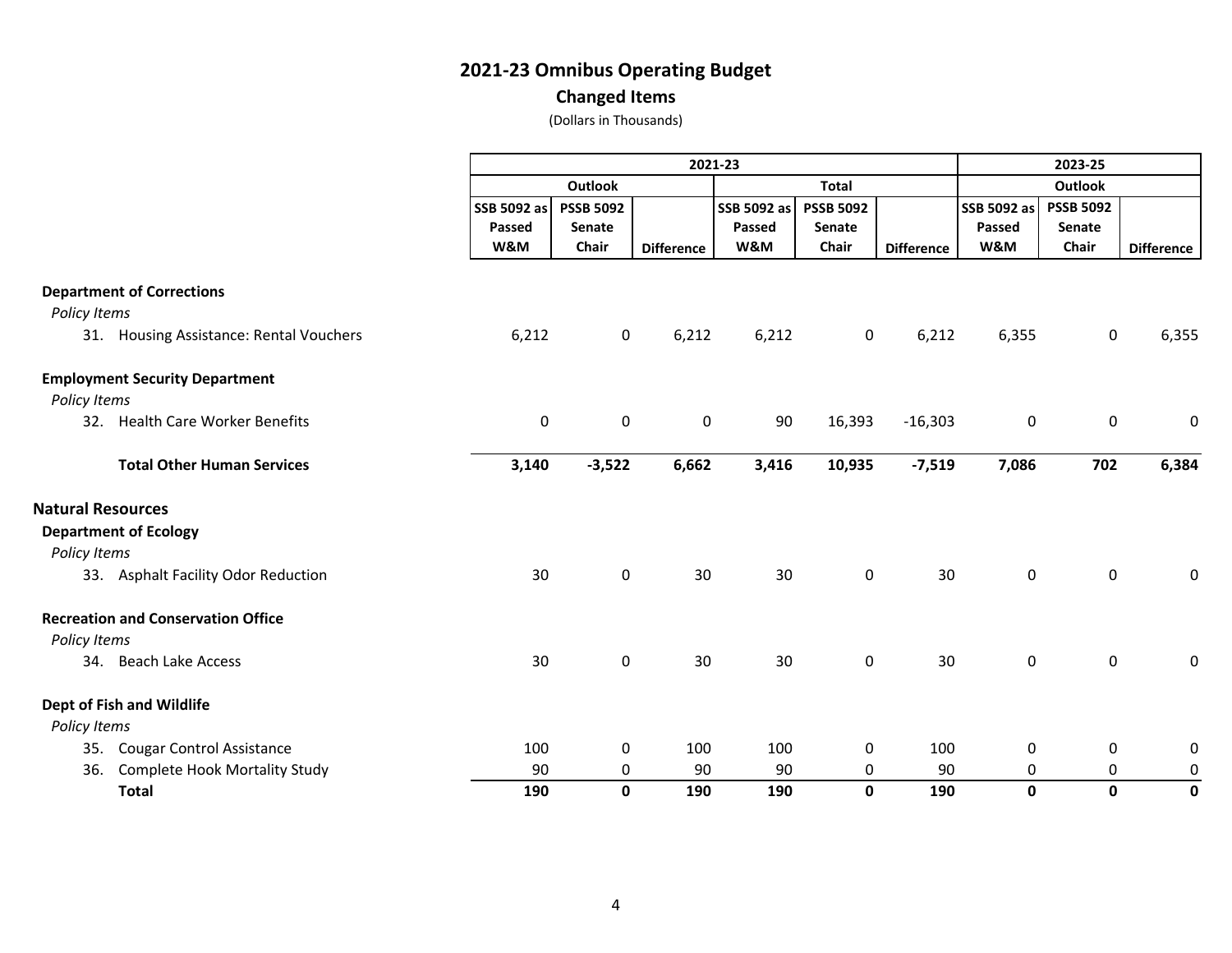# 2021-23 Omnibus Operating Budget

## Changed Items

(Dollars in Thousands)

| | 2021-23 | | | | | | 2023-25 | | |
|---|---|---|---|---|---|---|---|---|---|
| | Outlook | | | Total | | | Outlook | | |
| | SSB 5092 as Passed W&M | PSSB 5092 Senate Chair | Difference | SSB 5092 as Passed W&M | PSSB 5092 Senate Chair | Difference | SSB 5092 as Passed W&M | PSSB 5092 Senate Chair | Difference |
| **Department of Corrections** | | | | | | | | | |
| *Policy Items* | | | | | | | | | |
| 31. Housing Assistance: Rental Vouchers | 6,212 | 0 | 6,212 | 6,212 | 0 | 6,212 | 6,355 | 0 | 6,355 |
| **Employment Security Department** | | | | | | | | | |
| *Policy Items* | | | | | | | | | |
| 32. Health Care Worker Benefits | 0 | 0 | 0 | 90 | 16,393 | -16,303 | 0 | 0 | 0 |
| **Total Other Human Services** | **3,140** | **-3,522** | **6,662** | **3,416** | **10,935** | **-7,519** | **7,086** | **702** | **6,384** |
| **Natural Resources** | | | | | | | | | |
| **Department of Ecology** | | | | | | | | | |
| *Policy Items* | | | | | | | | | |
| 33. Asphalt Facility Odor Reduction | 30 | 0 | 30 | 30 | 0 | 30 | 0 | 0 | 0 |
| **Recreation and Conservation Office** | | | | | | | | | |
| *Policy Items* | | | | | | | | | |
| 34. Beach Lake Access | 30 | 0 | 30 | 30 | 0 | 30 | 0 | 0 | 0 |
| **Dept of Fish and Wildlife** | | | | | | | | | |
| *Policy Items* | | | | | | | | | |
| 35. Cougar Control Assistance | 100 | 0 | 100 | 100 | 0 | 100 | 0 | 0 | 0 |
| 36. Complete Hook Mortality Study | 90 | 0 | 90 | 90 | 0 | 90 | 0 | 0 | 0 |
| **Total** | **190** | **0** | **190** | **190** | **0** | **190** | **0** | **0** | **0** |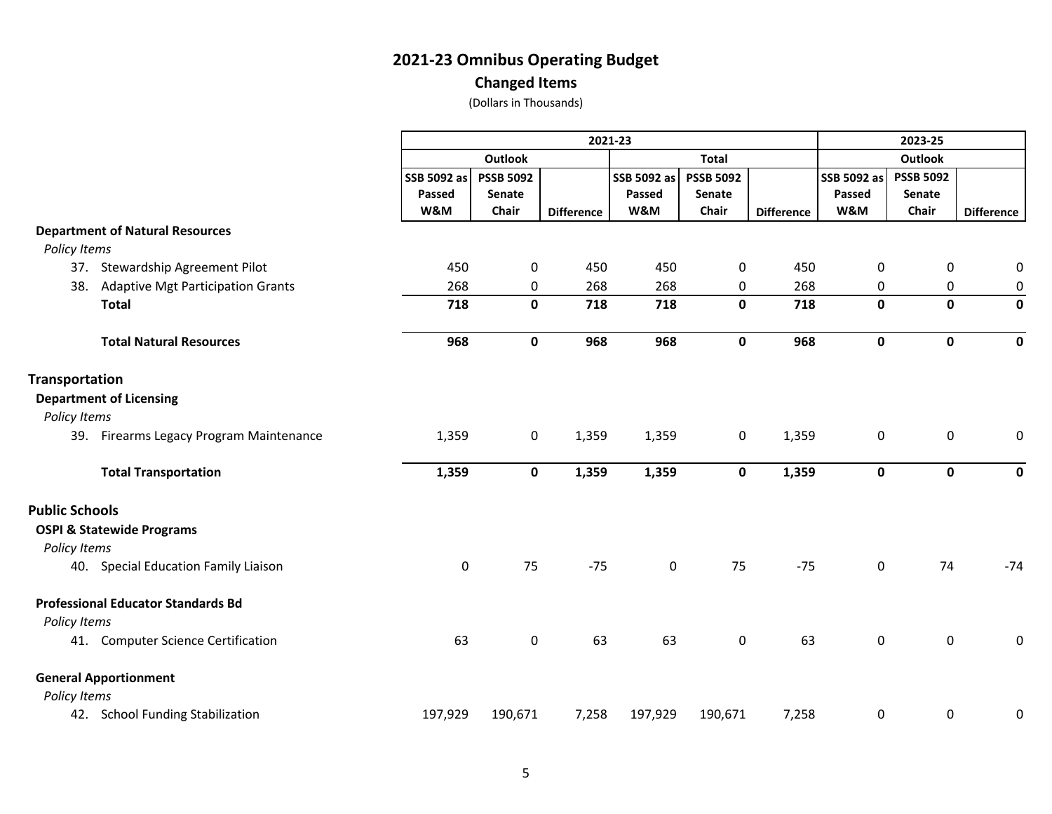# 2021-23 Omnibus Operating Budget

## Changed Items

(Dollars in Thousands)

| | 2021-23 | | | | | | 2023-25 | | |
|---|---|---|---|---|---|---|---|---|---|
| | Outlook | | | Total | | | Outlook | | |
| | SSB 5092 as Passed W&M | PSSB 5092 Senate Chair | Difference | SSB 5092 as Passed W&M | PSSB 5092 Senate Chair | Difference | SSB 5092 as Passed W&M | PSSB 5092 Senate Chair | Difference |
| **Department of Natural Resources** | | | | | | | | | |
| *Policy Items* | | | | | | | | | |
| 37. Stewardship Agreement Pilot | 450 | 0 | 450 | 450 | 0 | 450 | 0 | 0 | 0 |
| 38. Adaptive Mgt Participation Grants | 268 | 0 | 268 | 268 | 0 | 268 | 0 | 0 | 0 |
| **Total** | **718** | **0** | **718** | **718** | **0** | **718** | **0** | **0** | **0** |
| **Total Natural Resources** | **968** | **0** | **968** | **968** | **0** | **968** | **0** | **0** | **0** |
| **Transportation** | | | | | | | | | |
| **Department of Licensing** | | | | | | | | | |
| *Policy Items* | | | | | | | | | |
| 39. Firearms Legacy Program Maintenance | 1,359 | 0 | 1,359 | 1,359 | 0 | 1,359 | 0 | 0 | 0 |
| **Total Transportation** | **1,359** | **0** | **1,359** | **1,359** | **0** | **1,359** | **0** | **0** | **0** |
| **Public Schools** | | | | | | | | | |
| **OSPI & Statewide Programs** | | | | | | | | | |
| *Policy Items* | | | | | | | | | |
| 40. Special Education Family Liaison | 0 | 75 | -75 | 0 | 75 | -75 | 0 | 74 | -74 |
| **Professional Educator Standards Bd** | | | | | | | | | |
| *Policy Items* | | | | | | | | | |
| 41. Computer Science Certification | 63 | 0 | 63 | 63 | 0 | 63 | 0 | 0 | 0 |
| **General Apportionment** | | | | | | | | | |
| *Policy Items* | | | | | | | | | |
| 42. School Funding Stabilization | 197,929 | 190,671 | 7,258 | 197,929 | 190,671 | 7,258 | 0 | 0 | 0 |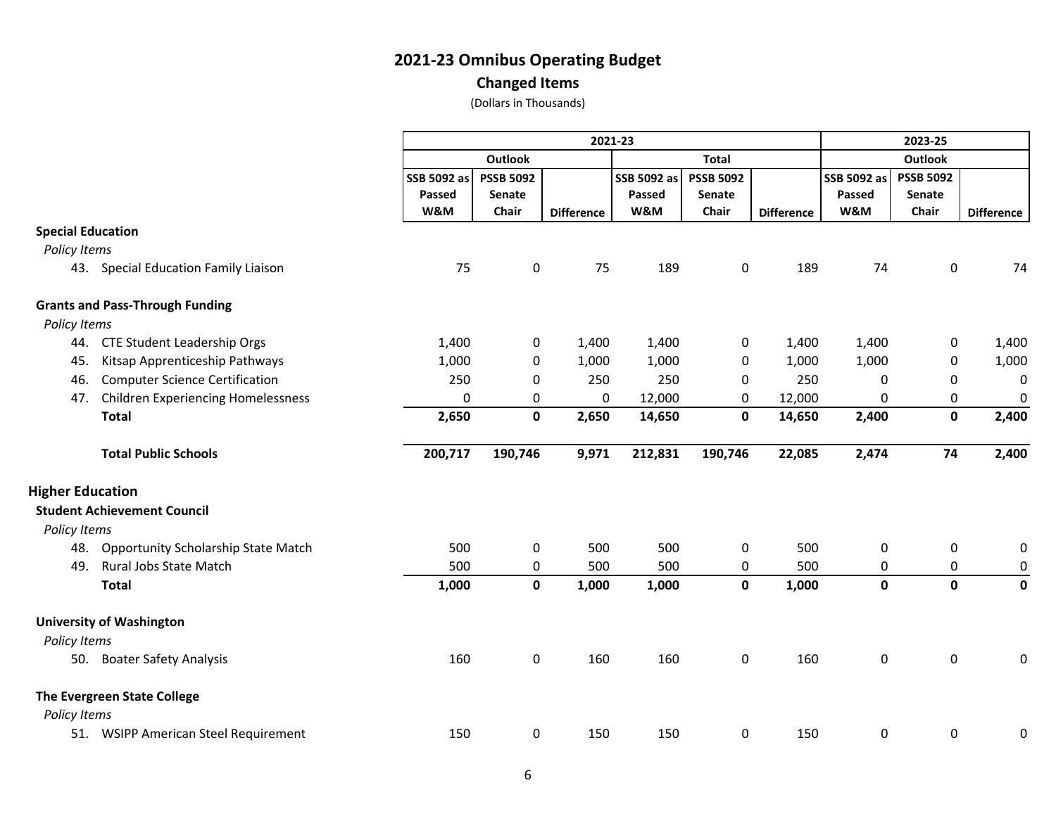# 2021-23 Omnibus Operating Budget

## Changed Items

(Dollars in Thousands)

| | 2021-23 | | | | | | 2023-25 | | |
|---|---|---|---|---|---|---|---|---|---|
| | Outlook | | | Total | | | Outlook | | |
| | SSB 5092 as Passed W&M | PSSB 5092 Senate Chair | Difference | SSB 5092 as Passed W&M | PSSB 5092 Senate Chair | Difference | SSB 5092 as Passed W&M | PSSB 5092 Senate Chair | Difference |
| **Special Education** | | | | | | | | | |
| *Policy Items* | | | | | | | | | |
| 43. Special Education Family Liaison | 75 | 0 | 75 | 189 | 0 | 189 | 74 | 0 | 74 |
| **Grants and Pass-Through Funding** | | | | | | | | | |
| *Policy Items* | | | | | | | | | |
| 44. CTE Student Leadership Orgs | 1,400 | 0 | 1,400 | 1,400 | 0 | 1,400 | 1,400 | 0 | 1,400 |
| 45. Kitsap Apprenticeship Pathways | 1,000 | 0 | 1,000 | 1,000 | 0 | 1,000 | 1,000 | 0 | 1,000 |
| 46. Computer Science Certification | 250 | 0 | 250 | 250 | 0 | 250 | 0 | 0 | 0 |
| 47. Children Experiencing Homelessness | 0 | 0 | 0 | 12,000 | 0 | 12,000 | 0 | 0 | 0 |
| **Total** | **2,650** | **0** | **2,650** | **14,650** | **0** | **14,650** | **2,400** | **0** | **2,400** |
| **Total Public Schools** | **200,717** | **190,746** | **9,971** | **212,831** | **190,746** | **22,085** | **2,474** | **74** | **2,400** |
| **Higher Education** | | | | | | | | | |
| **Student Achievement Council** | | | | | | | | | |
| *Policy Items* | | | | | | | | | |
| 48. Opportunity Scholarship State Match | 500 | 0 | 500 | 500 | 0 | 500 | 0 | 0 | 0 |
| 49. Rural Jobs State Match | 500 | 0 | 500 | 500 | 0 | 500 | 0 | 0 | 0 |
| **Total** | **1,000** | **0** | **1,000** | **1,000** | **0** | **1,000** | **0** | **0** | **0** |
| **University of Washington** | | | | | | | | | |
| *Policy Items* | | | | | | | | | |
| 50. Boater Safety Analysis | 160 | 0 | 160 | 160 | 0 | 160 | 0 | 0 | 0 |
| **The Evergreen State College** | | | | | | | | | |
| *Policy Items* | | | | | | | | | |
| 51. WSIPP American Steel Requirement | 150 | 0 | 150 | 150 | 0 | 150 | 0 | 0 | 0 |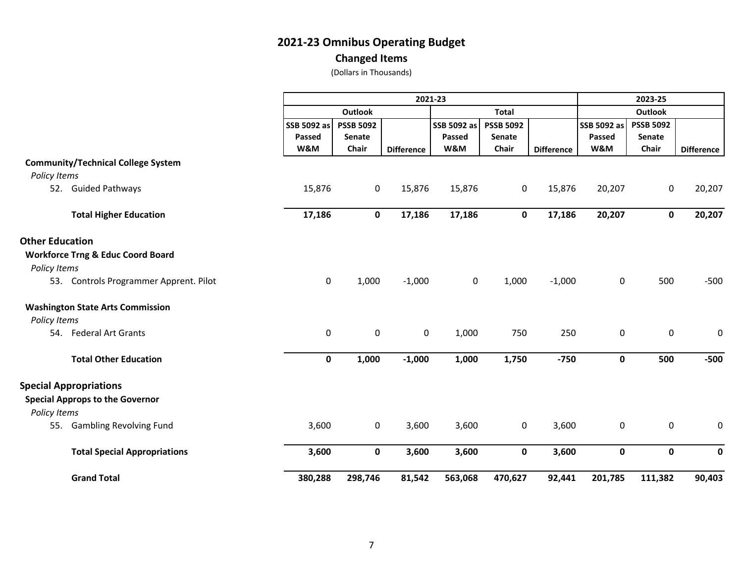# 2021-23 Omnibus Operating Budget

## Changed Items

(Dollars in Thousands)

| | 2021-23 | | | | | | 2023-25 | | |
|---|---|---|---|---|---|---|---|---|---|
| | Outlook | | | Total | | | Outlook | | |
| | SSB 5092 as Passed W&M | PSSB 5092 Senate Chair | Difference | SSB 5092 as Passed W&M | PSSB 5092 Senate Chair | Difference | SSB 5092 as Passed W&M | PSSB 5092 Senate Chair | Difference |
| **Community/Technical College System** | | | | | | | | | |
| *Policy Items* | | | | | | | | | |
| 52. Guided Pathways | 15,876 | 0 | 15,876 | 15,876 | 0 | 15,876 | 20,207 | 0 | 20,207 |
| **Total Higher Education** | **17,186** | **0** | **17,186** | **17,186** | **0** | **17,186** | **20,207** | **0** | **20,207** |
| **Other Education** | | | | | | | | | |
| **Workforce Trng & Educ Coord Board** | | | | | | | | | |
| *Policy Items* | | | | | | | | | |
| 53. Controls Programmer Apprent. Pilot | 0 | 1,000 | -1,000 | 0 | 1,000 | -1,000 | 0 | 500 | -500 |
| **Washington State Arts Commission** | | | | | | | | | |
| *Policy Items* | | | | | | | | | |
| 54. Federal Art Grants | 0 | 0 | 0 | 1,000 | 750 | 250 | 0 | 0 | 0 |
| **Total Other Education** | **0** | **1,000** | **-1,000** | **1,000** | **1,750** | **-750** | **0** | **500** | **-500** |
| **Special Appropriations** | | | | | | | | | |
| **Special Approps to the Governor** | | | | | | | | | |
| *Policy Items* | | | | | | | | | |
| 55. Gambling Revolving Fund | 3,600 | 0 | 3,600 | 3,600 | 0 | 3,600 | 0 | 0 | 0 |
| **Total Special Appropriations** | **3,600** | **0** | **3,600** | **3,600** | **0** | **3,600** | **0** | **0** | **0** |
| **Grand Total** | **380,288** | **298,746** | **81,542** | **563,068** | **470,627** | **92,441** | **201,785** | **111,382** | **90,403** |